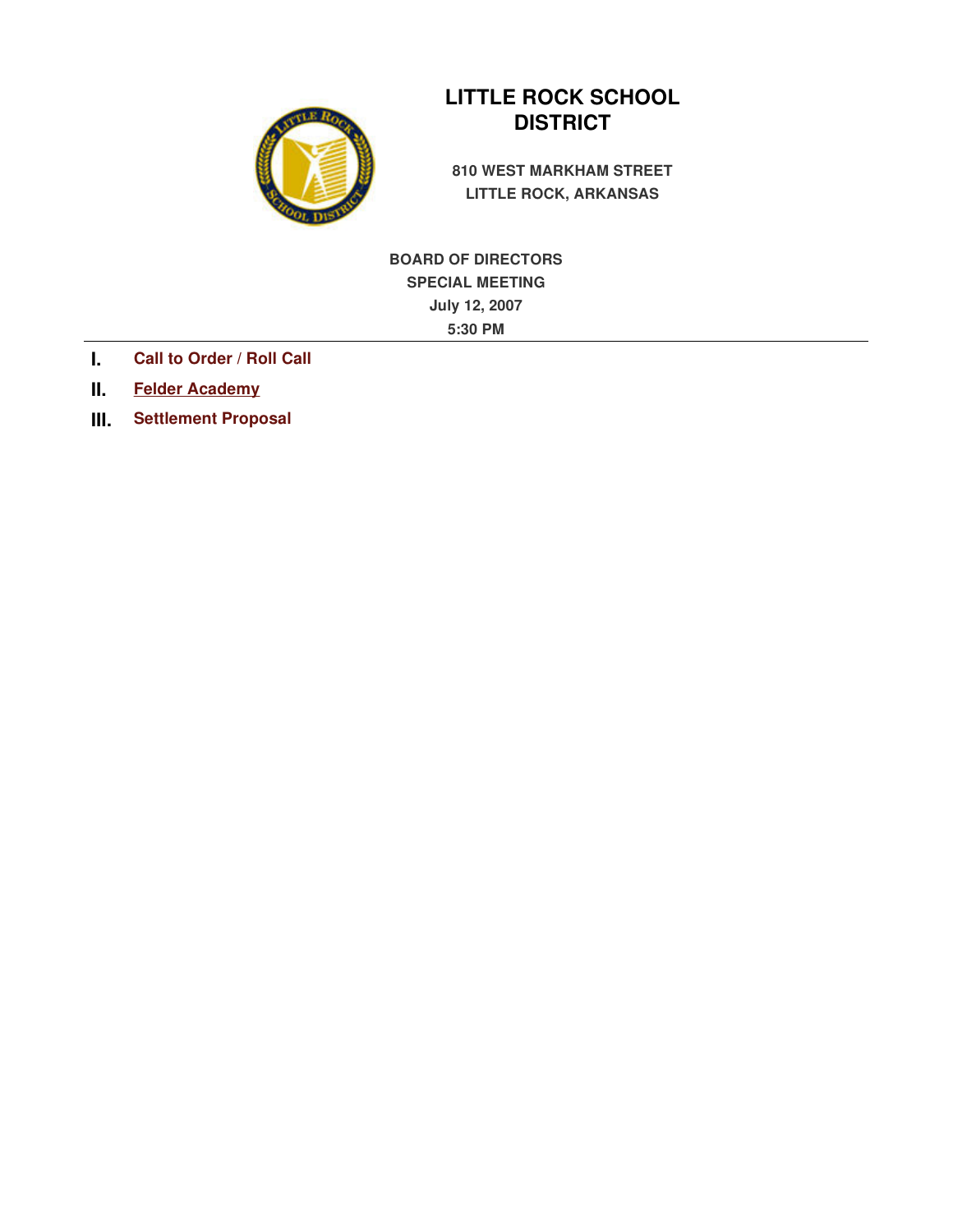# LITTLE ROCK SCHOOL DISTRICT

**810 WEST MARKHAM STREET**
**LITTLE ROCK, ARKANSAS**

**BOARD OF DIRECTORS**
**SPECIAL MEETING**
**July 12, 2007**
**5:30 PM**

---

I. **Call to Order / Roll Call**

II. **Felder Academy**

III. **Settlement Proposal**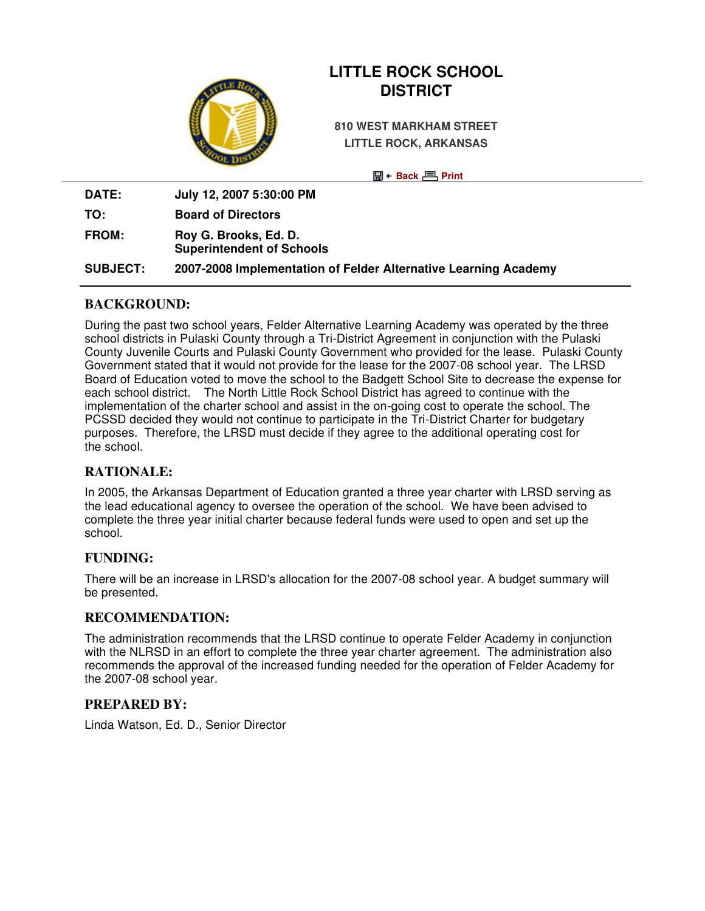# LITTLE ROCK SCHOOL DISTRICT

**810 WEST MARKHAM STREET**
**LITTLE ROCK, ARKANSAS**

Back Print

| | |
|---|---|
| **DATE:** | **July 12, 2007 5:30:00 PM** |
| **TO:** | **Board of Directors** |
| **FROM:** | **Roy G. Brooks, Ed. D.<br>Superintendent of Schools** |
| **SUBJECT:** | **2007-2008 Implementation of Felder Alternative Learning Academy** |

## BACKGROUND:

During the past two school years, Felder Alternative Learning Academy was operated by the three school districts in Pulaski County through a Tri-District Agreement in conjunction with the Pulaski County Juvenile Courts and Pulaski County Government who provided for the lease. Pulaski County Government stated that it would not provide for the lease for the 2007-08 school year. The LRSD Board of Education voted to move the school to the Badgett School Site to decrease the expense for each school district. The North Little Rock School District has agreed to continue with the implementation of the charter school and assist in the on-going cost to operate the school. The PCSSD decided they would not continue to participate in the Tri-District Charter for budgetary purposes. Therefore, the LRSD must decide if they agree to the additional operating cost for the school.

## RATIONALE:

In 2005, the Arkansas Department of Education granted a three year charter with LRSD serving as the lead educational agency to oversee the operation of the school. We have been advised to complete the three year initial charter because federal funds were used to open and set up the school.

## FUNDING:

There will be an increase in LRSD's allocation for the 2007-08 school year. A budget summary will be presented.

## RECOMMENDATION:

The administration recommends that the LRSD continue to operate Felder Academy in conjunction with the NLRSD in an effort to complete the three year charter agreement. The administration also recommends the approval of the increased funding needed for the operation of Felder Academy for the 2007-08 school year.

## PREPARED BY:

Linda Watson, Ed. D., Senior Director